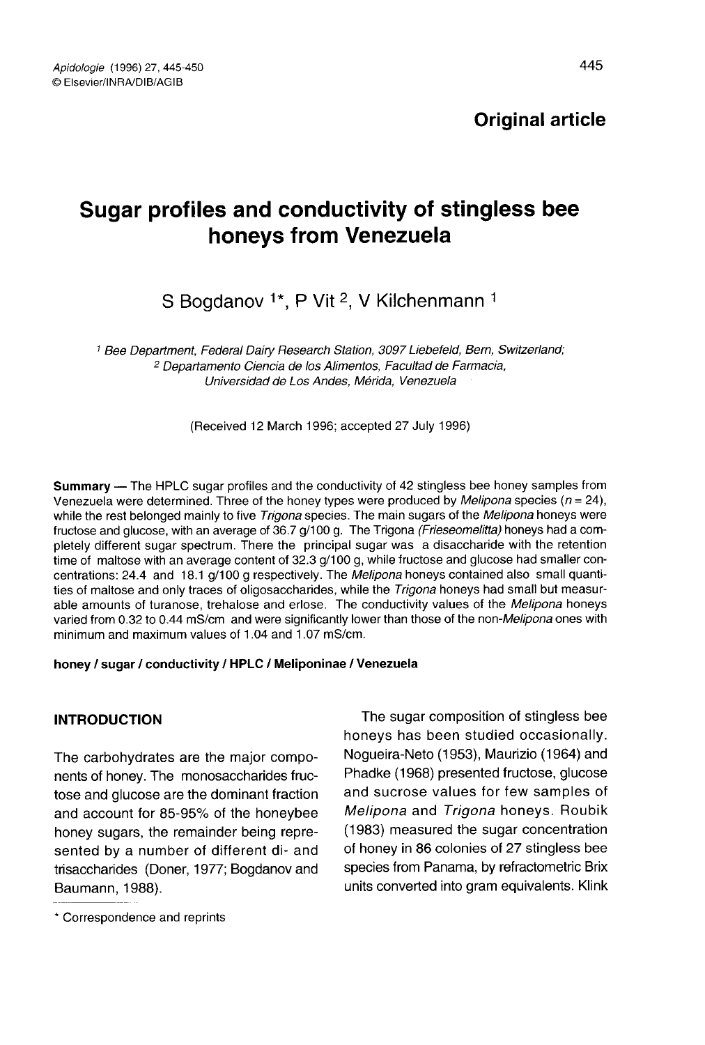Original article

# Sugar profiles and conductivity of stingless bee honeys from Venezuela

S Bogdanov [1*], P Vit [2], V Kilchenmann [1]

[1] Bee Department, Federal Dairy Research Station, 3097 Liebefeld, Bern, Switzerland;
[2] Departamento Ciencia de los Alimentos, Facultad de Farmacia, Universidad de Los Andes, Mérida, Venezuela

(Received 12 March 1996; accepted 27 July 1996)

**Summary** — The HPLC sugar profiles and the conductivity of 42 stingless bee honey samples from Venezuela were determined. Three of the honey types were produced by *Melipona* species ($n = 24$), while the rest belonged mainly to five *Trigona* species. The main sugars of the *Melipona* honeys were fructose and glucose, with an average of 36.7 g/100 g. The Trigona *(Frieseomelitta)* honeys had a completely different sugar spectrum. There the principal sugar was a disaccharide with the retention time of maltose with an average content of 32.3 g/100 g, while fructose and glucose had smaller concentrations: 24.4 and 18.1 g/100 g respectively. The *Melipona* honeys contained also small quantities of maltose and only traces of oligosaccharides, while the *Trigona* honeys had small but measurable amounts of turanose, trehalose and erlose. The conductivity values of the *Melipona* honeys varied from 0.32 to 0.44 mS/cm and were significantly lower than those of the non-*Melipona* ones with minimum and maximum values of 1.04 and 1.07 mS/cm.

**honey / sugar / conductivity / HPLC / Meliponinae / Venezuela**

## INTRODUCTION

The carbohydrates are the major components of honey. The monosaccharides fructose and glucose are the dominant fraction and account for 85-95% of the honeybee honey sugars, the remainder being represented by a number of different di- and trisaccharides (Doner, 1977; Bogdanov and Baumann, 1988).

The sugar composition of stingless bee honeys has been studied occasionally. Nogueira-Neto (1953), Maurizio (1964) and Phadke (1968) presented fructose, glucose and sucrose values for few samples of *Melipona* and *Trigona* honeys. Roubik (1983) measured the sugar concentration of honey in 86 colonies of 27 stingless bee species from Panama, by refractometric Brix units converted into gram equivalents. Klink

\* Correspondence and reprints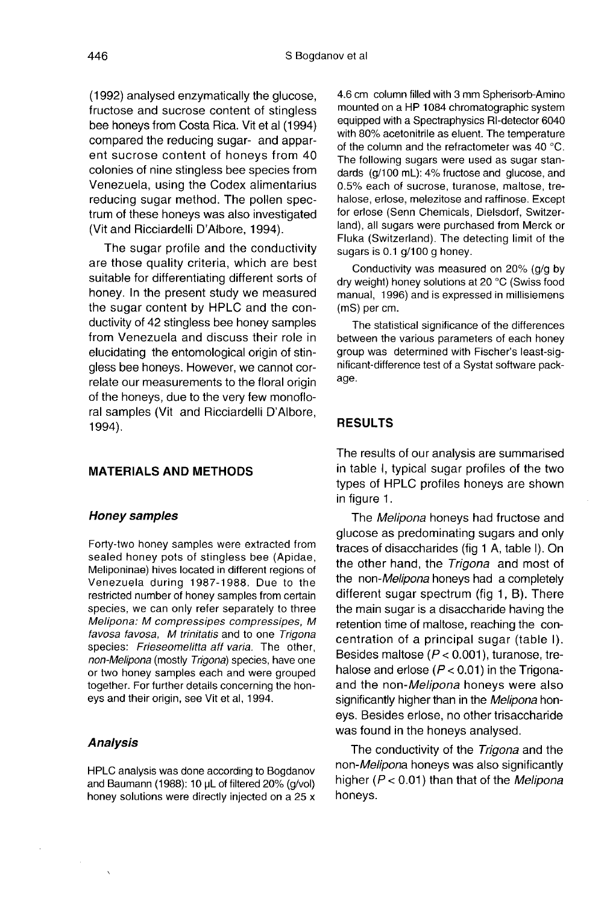(1992) analysed enzymatically the glucose, fructose and sucrose content of stingless bee honeys from Costa Rica. Vit et al (1994) compared the reducing sugar- and apparent sucrose content of honeys from 40 colonies of nine stingless bee species from Venezuela, using the Codex alimentarius reducing sugar method. The pollen spectrum of these honeys was also investigated (Vit and Ricciardelli D'Albore, 1994).

The sugar profile and the conductivity are those quality criteria, which are best suitable for differentiating different sorts of honey. In the present study we measured the sugar content by HPLC and the conductivity of 42 stingless bee honey samples from Venezuela and discuss their role in elucidating the entomological origin of stingless bee honeys. However, we cannot correlate our measurements to the floral origin of the honeys, due to the very few monofloral samples (Vit and Ricciardelli D'Albore, 1994).

## MATERIALS AND METHODS

### Honey samples

Forty-two honey samples were extracted from sealed honey pots of stingless bee (Apidae, Meliponinae) hives located in different regions of Venezuela during 1987-1988. Due to the restricted number of honey samples from certain species, we can only refer separately to three *Melipona*: *M compressipes compressipes*, *M favosa favosa*, *M trinitatis* and to one *Trigona* species: *Frieseomelitta aff varia*. The other, non-*Melipona* (mostly *Trigona*) species, have one or two honey samples each and were grouped together. For further details concerning the honeys and their origin, see Vit et al, 1994.

### Analysis

HPLC analysis was done according to Bogdanov and Baumann (1988): 10 μL of filtered 20% (g/vol) honey solutions were directly injected on a 25 x 4.6 cm column filled with 3 mm Spherisorb-Amino mounted on a HP 1084 chromatographic system equipped with a Spectraphysics RI-detector 6040 with 80% acetonitrile as eluent. The temperature of the column and the refractometer was 40 °C. The following sugars were used as sugar standards (g/100 mL): 4% fructose and glucose, and 0.5% each of sucrose, turanose, maltose, trehalose, erlose, melezitose and raffinose. Except for erlose (Senn Chemicals, Dielsdorf, Switzerland), all sugars were purchased from Merck or Fluka (Switzerland). The detecting limit of the sugars is 0.1 g/100 g honey.

Conductivity was measured on 20% (g/g by dry weight) honey solutions at 20 °C (Swiss food manual, 1996) and is expressed in millisiemens (mS) per cm.

The statistical significance of the differences between the various parameters of each honey group was determined with Fischer's least-significant-difference test of a Systat software package.

## RESULTS

The results of our analysis are summarised in table I, typical sugar profiles of the two types of HPLC profiles honeys are shown in figure 1.

The *Melipona* honeys had fructose and glucose as predominating sugars and only traces of disaccharides (fig 1 A, table I). On the other hand, the *Trigona* and most of the non-*Melipona* honeys had a completely different sugar spectrum (fig 1, B). There the main sugar is a disaccharide having the retention time of maltose, reaching the concentration of a principal sugar (table I). Besides maltose ($P < 0.001$), turanose, trehalose and erlose ($P < 0.01$) in the Trigona- and the non-*Melipona* honeys were also significantly higher than in the *Melipona* honeys. Besides erlose, no other trisaccharide was found in the honeys analysed.

The conductivity of the *Trigona* and the non-*Melipona* honeys was also significantly higher ($P < 0.01$) than that of the *Melipona* honeys.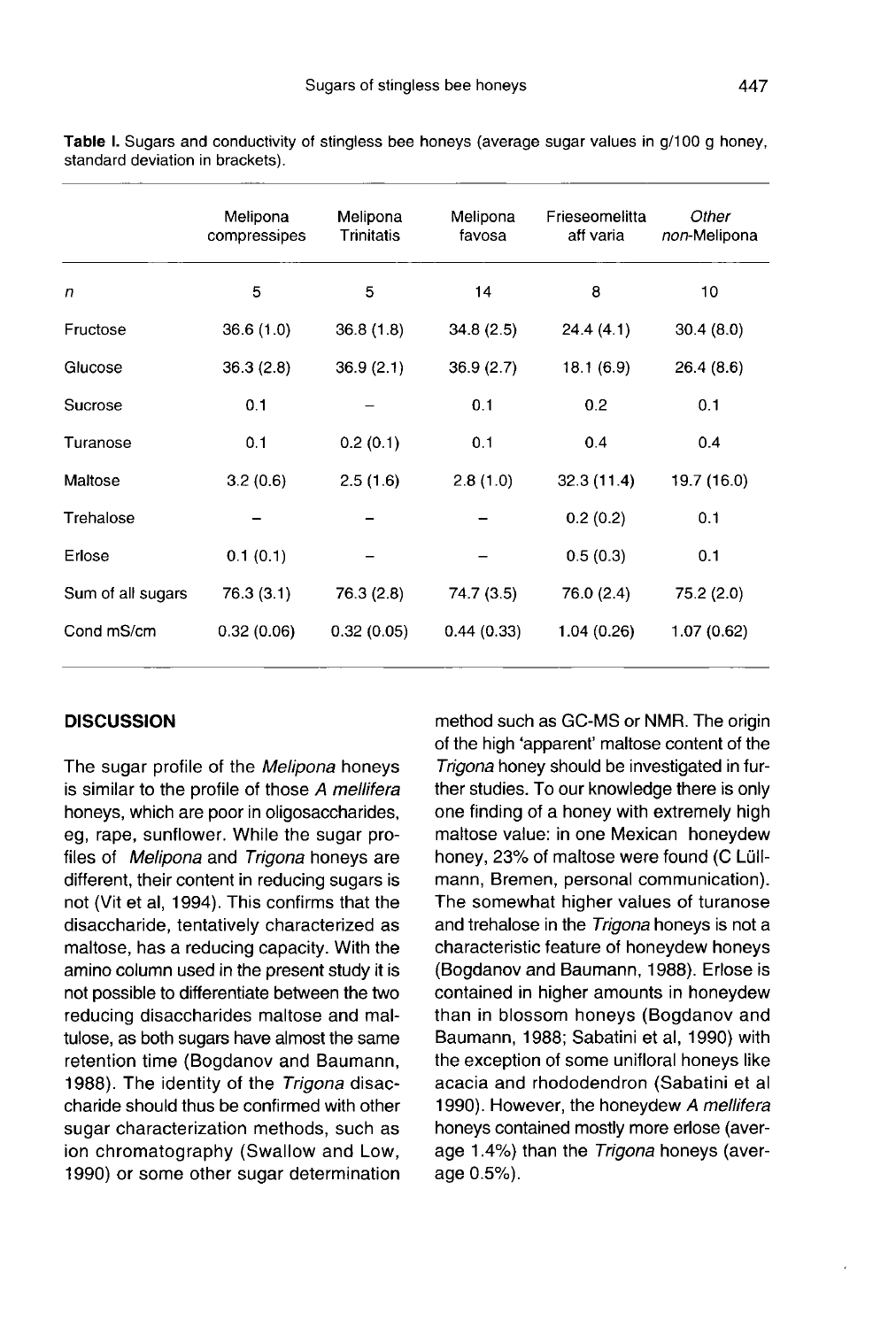**Table I.** Sugars and conductivity of stingless bee honeys (average sugar values in g/100 g honey, standard deviation in brackets).

| | Melipona compressipes | Melipona Trinitatis | Melipona favosa | Frieseomelitta aff varia | *Other non*-Melipona |
|---|---|---|---|---|---|
| *n* | 5 | 5 | 14 | 8 | 10 |
| Fructose | 36.6 (1.0) | 36.8 (1.8) | 34.8 (2.5) | 24.4 (4.1) | 30.4 (8.0) |
| Glucose | 36.3 (2.8) | 36.9 (2.1) | 36.9 (2.7) | 18.1 (6.9) | 26.4 (8.6) |
| Sucrose | 0.1 | – | 0.1 | 0.2 | 0.1 |
| Turanose | 0.1 | 0.2 (0.1) | 0.1 | 0.4 | 0.4 |
| Maltose | 3.2 (0.6) | 2.5 (1.6) | 2.8 (1.0) | 32.3 (11.4) | 19.7 (16.0) |
| Trehalose | – | – | – | 0.2 (0.2) | 0.1 |
| Erlose | 0.1 (0.1) | – | – | 0.5 (0.3) | 0.1 |
| Sum of all sugars | 76.3 (3.1) | 76.3 (2.8) | 74.7 (3.5) | 76.0 (2.4) | 75.2 (2.0) |
| Cond mS/cm | 0.32 (0.06) | 0.32 (0.05) | 0.44 (0.33) | 1.04 (0.26) | 1.07 (0.62) |

## DISCUSSION

The sugar profile of the *Melipona* honeys is similar to the profile of those *A mellifera* honeys, which are poor in oligosaccharides, eg, rape, sunflower. While the sugar profiles of *Melipona* and *Trigona* honeys are different, their content in reducing sugars is not (Vit et al, 1994). This confirms that the disaccharide, tentatively characterized as maltose, has a reducing capacity. With the amino column used in the present study it is not possible to differentiate between the two reducing disaccharides maltose and maltulose, as both sugars have almost the same retention time (Bogdanov and Baumann, 1988). The identity of the *Trigona* disaccharide should thus be confirmed with other sugar characterization methods, such as ion chromatography (Swallow and Low, 1990) or some other sugar determination method such as GC-MS or NMR. The origin of the high 'apparent' maltose content of the *Trigona* honey should be investigated in further studies. To our knowledge there is only one finding of a honey with extremely high maltose value: in one Mexican honeydew honey, 23% of maltose were found (C Lüllmann, Bremen, personal communication). The somewhat higher values of turanose and trehalose in the *Trigona* honeys is not a characteristic feature of honeydew honeys (Bogdanov and Baumann, 1988). Erlose is contained in higher amounts in honeydew than in blossom honeys (Bogdanov and Baumann, 1988; Sabatini et al, 1990) with the exception of some unifloral honeys like acacia and rhododendron (Sabatini et al 1990). However, the honeydew *A mellifera* honeys contained mostly more erlose (average 1.4%) than the *Trigona* honeys (average 0.5%).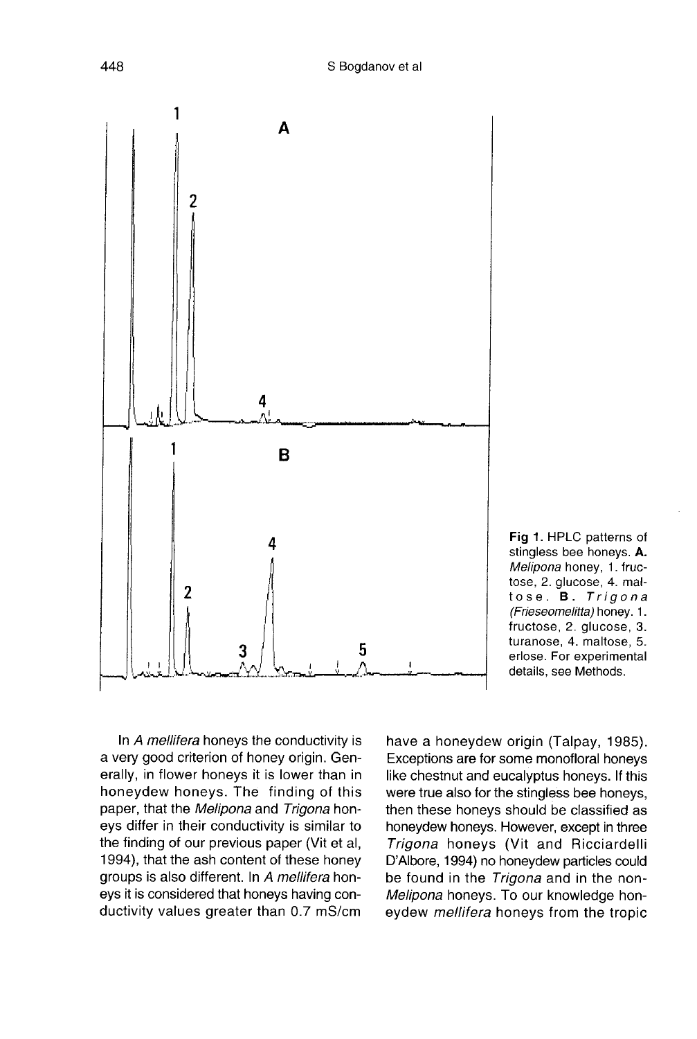**Fig 1.** HPLC patterns of stingless bee honeys. **A.** *Melipona* honey, 1. fructose, 2. glucose, 4. maltose. **B.** *Trigona (Frieseomelitta)* honey. 1. fructose, 2. glucose, 3. turanose, 4. maltose, 5. erlose. For experimental details, see Methods.

In *A mellifera* honeys the conductivity is a very good criterion of honey origin. Generally, in flower honeys it is lower than in honeydew honeys. The finding of this paper, that the *Melipona* and *Trigona* honeys differ in their conductivity is similar to the finding of our previous paper (Vit et al, 1994), that the ash content of these honey groups is also different. In *A mellifera* honeys it is considered that honeys having conductivity values greater than 0.7 mS/cm have a honeydew origin (Talpay, 1985). Exceptions are for some monofloral honeys like chestnut and eucalyptus honeys. If this were true also for the stingless bee honeys, then these honeys should be classified as honeydew honeys. However, except in three *Trigona* honeys (Vit and Ricciardelli D'Albore, 1994) no honeydew particles could be found in the *Trigona* and in the non-*Melipona* honeys. To our knowledge honeydew *mellifera* honeys from the tropic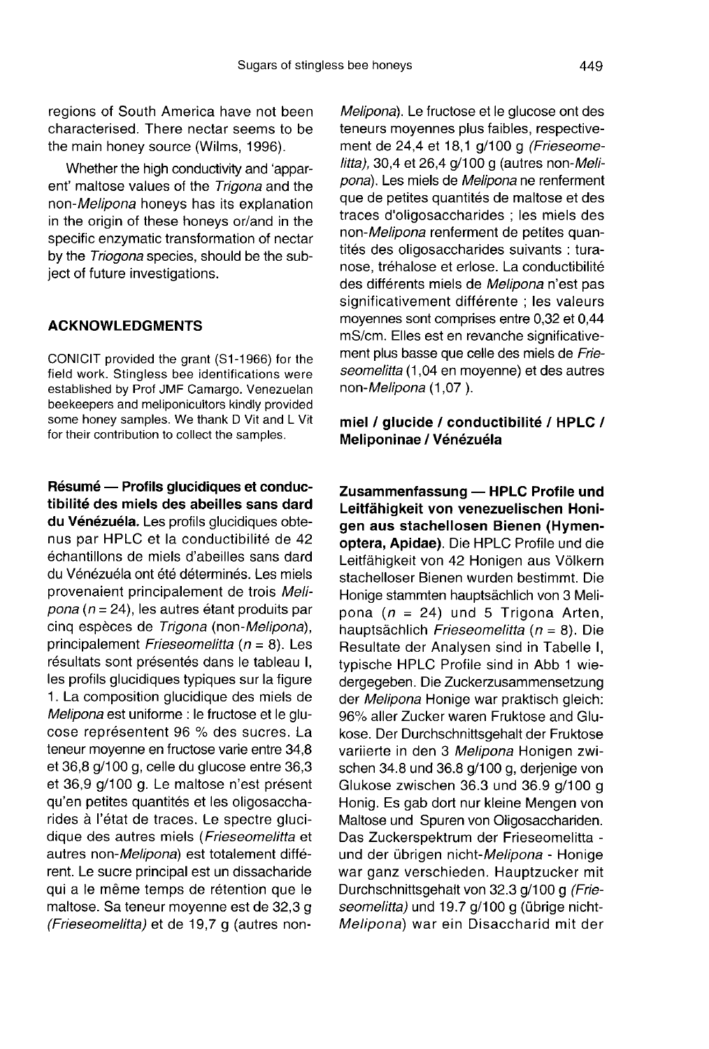regions of South America have not been characterised. There nectar seems to be the main honey source (Wilms, 1996).

Whether the high conductivity and 'apparent' maltose values of the *Trigona* and the non-*Melipona* honeys has its explanation in the origin of these honeys or/and in the specific enzymatic transformation of nectar by the *Triogona* species, should be the subject of future investigations.

## ACKNOWLEDGMENTS

CONICIT provided the grant (S1-1966) for the field work. Stingless bee identifications were established by Prof JMF Camargo. Venezuelan beekeepers and meliponicultors kindly provided some honey samples. We thank D Vit and L Vit for their contribution to collect the samples.

**Résumé — Profils glucidiques et conductibilité des miels des abeilles sans dard du Vénézuéla.** Les profils glucidiques obtenus par HPLC et la conductibilité de 42 échantillons de miels d'abeilles sans dard du Vénézuéla ont été déterminés. Les miels provenaient principalement de trois *Melipona* ($n$ = 24), les autres étant produits par cinq espèces de *Trigona* (non-*Melipona*), principalement *Frieseomelitta* ($n$ = 8). Les résultats sont présentés dans le tableau I, les profils glucidiques typiques sur la figure 1. La composition glucidique des miels de *Melipona* est uniforme : le fructose et le glucose représentent 96 % des sucres. La teneur moyenne en fructose varie entre 34,8 et 36,8 g/100 g, celle du glucose entre 36,3 et 36,9 g/100 g. Le maltose n'est présent qu'en petites quantités et les oligosaccharides à l'état de traces. Le spectre glucidique des autres miels (*Frieseomelitta* et autres non-*Melipona*) est totalement différent. Le sucre principal est un dissacharide qui a le même temps de rétention que le maltose. Sa teneur moyenne est de 32,3 g (*Frieseomelitta*) et de 19,7 g (autres non-*Melipona*). Le fructose et le glucose ont des teneurs moyennes plus faibles, respectivement de 24,4 et 18,1 g/100 g (*Frieseomelitta*), 30,4 et 26,4 g/100 g (autres non-*Melipona*). Les miels de *Melipona* ne renferment que de petites quantités de maltose et des traces d'oligosaccharides ; les miels des non-*Melipona* renferment de petites quantités des oligosaccharides suivants : turanose, tréhalose et erlose. La conductibilité des différents miels de *Melipona* n'est pas significativement différente ; les valeurs moyennes sont comprises entre 0,32 et 0,44 mS/cm. Elles est en revanche significativement plus basse que celle des miels de *Frieseomelitta* (1,04 en moyenne) et des autres non-*Melipona* (1,07 ).

**miel / glucide / conductibilité / HPLC / Meliponinae / Vénézuéla**

**Zusammenfassung — HPLC Profile und Leitfähigkeit von venezuelischen Honigen aus stachellosen Bienen (Hymenoptera, Apidae).** Die HPLC Profile und die Leitfähigkeit von 42 Honigen aus Völkern stachelloser Bienen wurden bestimmt. Die Honige stammten hauptsächlich von 3 Melipona ($n$ = 24) und 5 Trigona Arten, hauptsächlich *Frieseomelitta* ($n$ = 8). Die Resultate der Analysen sind in Tabelle I, typische HPLC Profile sind in Abb 1 wiedergegeben. Die Zuckerzusammensetzung der *Melipona* Honige war praktisch gleich: 96% aller Zucker waren Fruktose and Glukose. Der Durchschnittsgehalt der Fruktose variierte in den 3 *Melipona* Honigen zwischen 34.8 und 36.8 g/100 g, derjenige von Glukose zwischen 36.3 und 36.9 g/100 g Honig. Es gab dort nur kleine Mengen von Maltose und Spuren von Oligosacchariden. Das Zuckerspektrum der Frieseomelitta - und der übrigen nicht-*Melipona* - Honige war ganz verschieden. Hauptzucker mit Durchschnittsgehalt von 32.3 g/100 g (*Frieseomelitta*) und 19.7 g/100 g (übrige nicht-*Melipona*) war ein Disaccharid mit der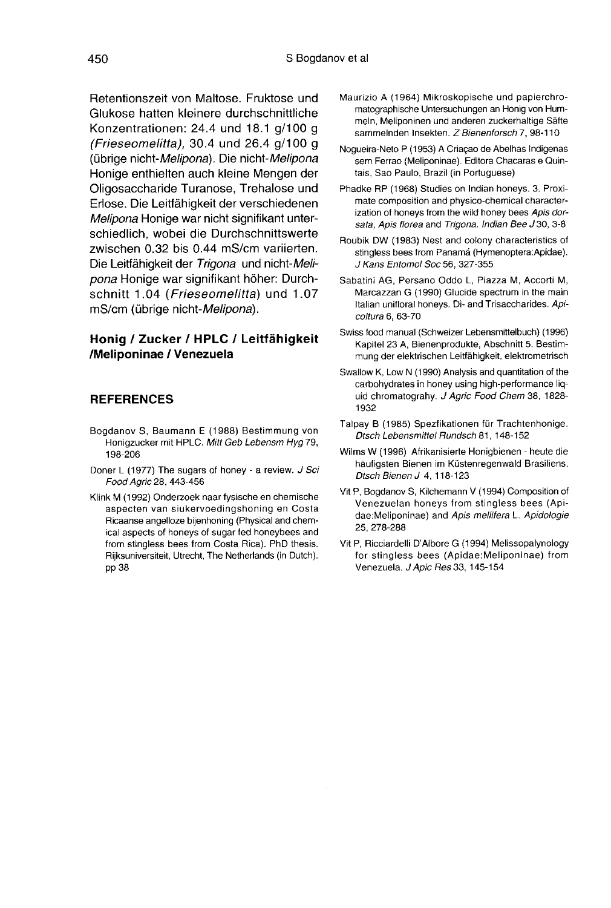Retentionszeit von Maltose. Fruktose und Glukose hatten kleinere durchschnittliche Konzentrationen: 24.4 und 18.1 g/100 g (*Frieseomelitta*), 30.4 und 26.4 g/100 g (übrige nicht-*Melipona*). Die nicht-*Melipona* Honige enthielten auch kleine Mengen der Oligosaccharide Turanose, Trehalose und Erlose. Die Leitfähigkeit der verschiedenen *Melipona* Honige war nicht signifikant unterschiedlich, wobei die Durchschnittswerte zwischen 0.32 bis 0.44 mS/cm variierten. Die Leitfähigkeit der *Trigona* und nicht-*Melipona* Honige war signifikant höher: Durchschnitt 1.04 (*Frieseomelitta*) und 1.07 mS/cm (übrige nicht-*Melipona*).

**Honig / Zucker / HPLC / Leitfähigkeit /Meliponinae / Venezuela**

## REFERENCES

Bogdanov S, Baumann E (1988) Bestimmung von Honigzucker mit HPLC. *Mitt Geb Lebensm Hyg* 79, 198-206

Doner L (1977) The sugars of honey - a review. *J Sci Food Agric* 28, 443-456

Klink M (1992) Onderzoek naar fysische en chemische aspecten van siukervoedingshoning en Costa Ricaanse angelloze bijenhoning (Physical and chemical aspects of honeys of sugar fed honeybees and from stingless bees from Costa Rica). PhD thesis. Rijksuniversiteit, Utrecht, The Netherlands (in Dutch). pp 38

Maurizio A (1964) Mikroskopische und papierchromatographische Untersuchungen an Honig von Hummeln, Meliponinen und anderen zuckerhaltige Säfte sammelnden Insekten. *Z Bienenforsch* 7, 98-110

Nogueira-Neto P (1953) A Criaçao de Abelhas Indigenas sem Ferrao (Meliponinae). Editora Chacaras e Quintais, Sao Paulo, Brazil (in Portuguese)

Phadke RP (1968) Studies on Indian honeys. 3. Proximate composition and physico-chemical characterization of honeys from the wild honey bees *Apis dorsata, Apis florea* and *Trigona*. *Indian Bee J* 30, 3-8

Roubik DW (1983) Nest and colony characteristics of stingless bees from Panamá (Hymenoptera:Apidae). *J Kans Entomol Soc* 56, 327-355

Sabatini AG, Persano Oddo L, Piazza M, Accorti M, Marcazzan G (1990) Glucide spectrum in the main Italian unifloral honeys. Di- and Trisaccharides. *Apicoltura* 6, 63-70

Swiss food manual (Schweizer Lebensmittelbuch) (1996) Kapitel 23 A, Bienenprodukte, Abschnitt 5. Bestimmung der elektrischen Leitfähigkeit, elektrometrisch

Swallow K, Low N (1990) Analysis and quantitation of the carbohydrates in honey using high-performance liquid chromatograhy. *J Agric Food Chem* 38, 1828-1932

Talpay B (1985) Spezfikationen für Trachtenhonige. *Dtsch Lebensmittel Rundsch* 81, 148-152

Wilms W (1996) Afrikanisierte Honigbienen - heute die häufigsten Bienen im Küstenregenwald Brasiliens. *Dtsch Bienen J* 4, 118-123

Vit P, Bogdanov S, Kilchemann V (1994) Composition of Venezuelan honeys from stingless bees (Apidae:Meliponinae) and *Apis mellifera* L. *Apidologie* 25, 278-288

Vit P, Ricciardelli D'Albore G (1994) Melissopalynology for stingless bees (Apidae:Meliponinae) from Venezuela. *J Apic Res* 33, 145-154